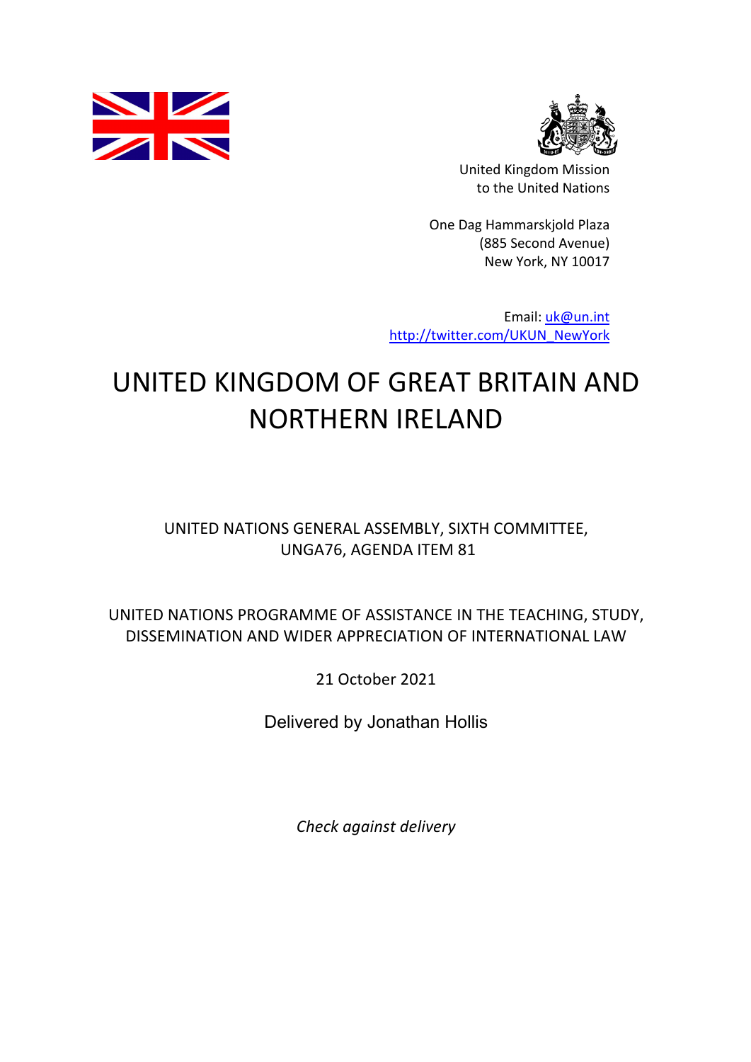United Kingdom Mission
to the United Nations

One Dag Hammarskjold Plaza
(885 Second Avenue)
New York, NY 10017

Email: uk@un.int
http://twitter.com/UKUN_NewYork

# UNITED KINGDOM OF GREAT BRITAIN AND NORTHERN IRELAND

UNITED NATIONS GENERAL ASSEMBLY, SIXTH COMMITTEE, UNGA76, AGENDA ITEM 81

UNITED NATIONS PROGRAMME OF ASSISTANCE IN THE TEACHING, STUDY, DISSEMINATION AND WIDER APPRECIATION OF INTERNATIONAL LAW

21 October 2021

Delivered by Jonathan Hollis

*Check against delivery*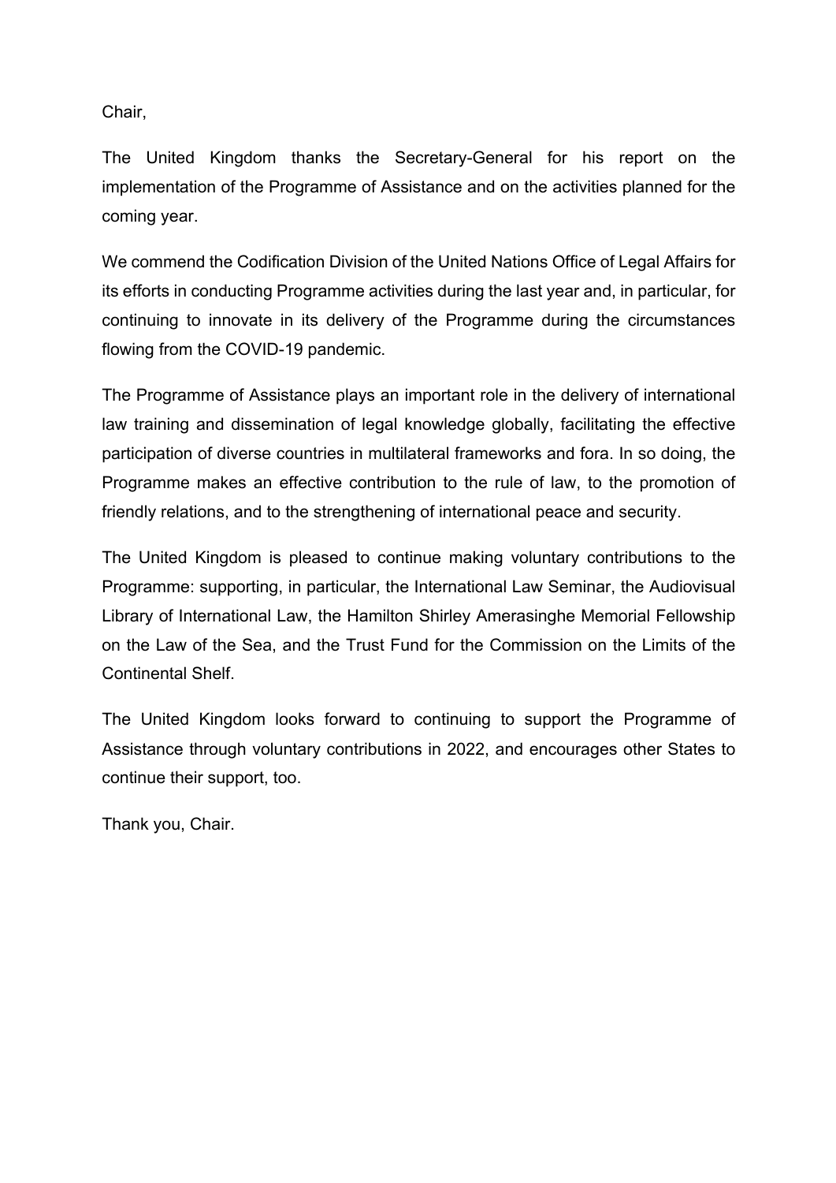Chair,

The United Kingdom thanks the Secretary-General for his report on the implementation of the Programme of Assistance and on the activities planned for the coming year.

We commend the Codification Division of the United Nations Office of Legal Affairs for its efforts in conducting Programme activities during the last year and, in particular, for continuing to innovate in its delivery of the Programme during the circumstances flowing from the COVID-19 pandemic.

The Programme of Assistance plays an important role in the delivery of international law training and dissemination of legal knowledge globally, facilitating the effective participation of diverse countries in multilateral frameworks and fora. In so doing, the Programme makes an effective contribution to the rule of law, to the promotion of friendly relations, and to the strengthening of international peace and security.

The United Kingdom is pleased to continue making voluntary contributions to the Programme: supporting, in particular, the International Law Seminar, the Audiovisual Library of International Law, the Hamilton Shirley Amerasinghe Memorial Fellowship on the Law of the Sea, and the Trust Fund for the Commission on the Limits of the Continental Shelf.

The United Kingdom looks forward to continuing to support the Programme of Assistance through voluntary contributions in 2022, and encourages other States to continue their support, too.

Thank you, Chair.